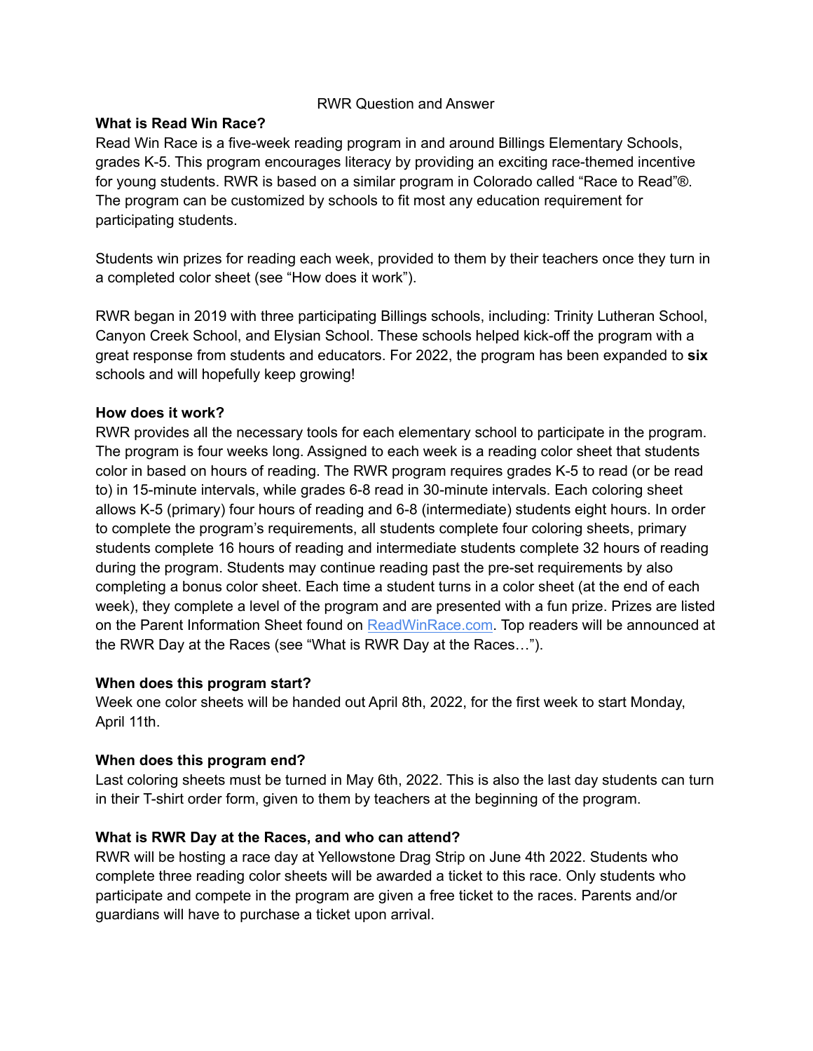RWR Question and Answer

**What is Read Win Race?**

Read Win Race is a five-week reading program in and around Billings Elementary Schools, grades K-5. This program encourages literacy by providing an exciting race-themed incentive for young students. RWR is based on a similar program in Colorado called "Race to Read"®. The program can be customized by schools to fit most any education requirement for participating students.

Students win prizes for reading each week, provided to them by their teachers once they turn in a completed color sheet (see "How does it work").

RWR began in 2019 with three participating Billings schools, including: Trinity Lutheran School, Canyon Creek School, and Elysian School. These schools helped kick-off the program with a great response from students and educators. For 2022, the program has been expanded to **six** schools and will hopefully keep growing!

**How does it work?**

RWR provides all the necessary tools for each elementary school to participate in the program. The program is four weeks long. Assigned to each week is a reading color sheet that students color in based on hours of reading. The RWR program requires grades K-5 to read (or be read to) in 15-minute intervals, while grades 6-8 read in 30-minute intervals. Each coloring sheet allows K-5 (primary) four hours of reading and 6-8 (intermediate) students eight hours. In order to complete the program's requirements, all students complete four coloring sheets, primary students complete 16 hours of reading and intermediate students complete 32 hours of reading during the program. Students may continue reading past the pre-set requirements by also completing a bonus color sheet. Each time a student turns in a color sheet (at the end of each week), they complete a level of the program and are presented with a fun prize. Prizes are listed on the Parent Information Sheet found on [ReadWinRace.com](ReadWinRace.com). Top readers will be announced at the RWR Day at the Races (see "What is RWR Day at the Races…").

**When does this program start?**

Week one color sheets will be handed out April 8th, 2022, for the first week to start Monday, April 11th.

**When does this program end?**

Last coloring sheets must be turned in May 6th, 2022. This is also the last day students can turn in their T-shirt order form, given to them by teachers at the beginning of the program.

**What is RWR Day at the Races, and who can attend?**

RWR will be hosting a race day at Yellowstone Drag Strip on June 4th 2022. Students who complete three reading color sheets will be awarded a ticket to this race. Only students who participate and compete in the program are given a free ticket to the races. Parents and/or guardians will have to purchase a ticket upon arrival.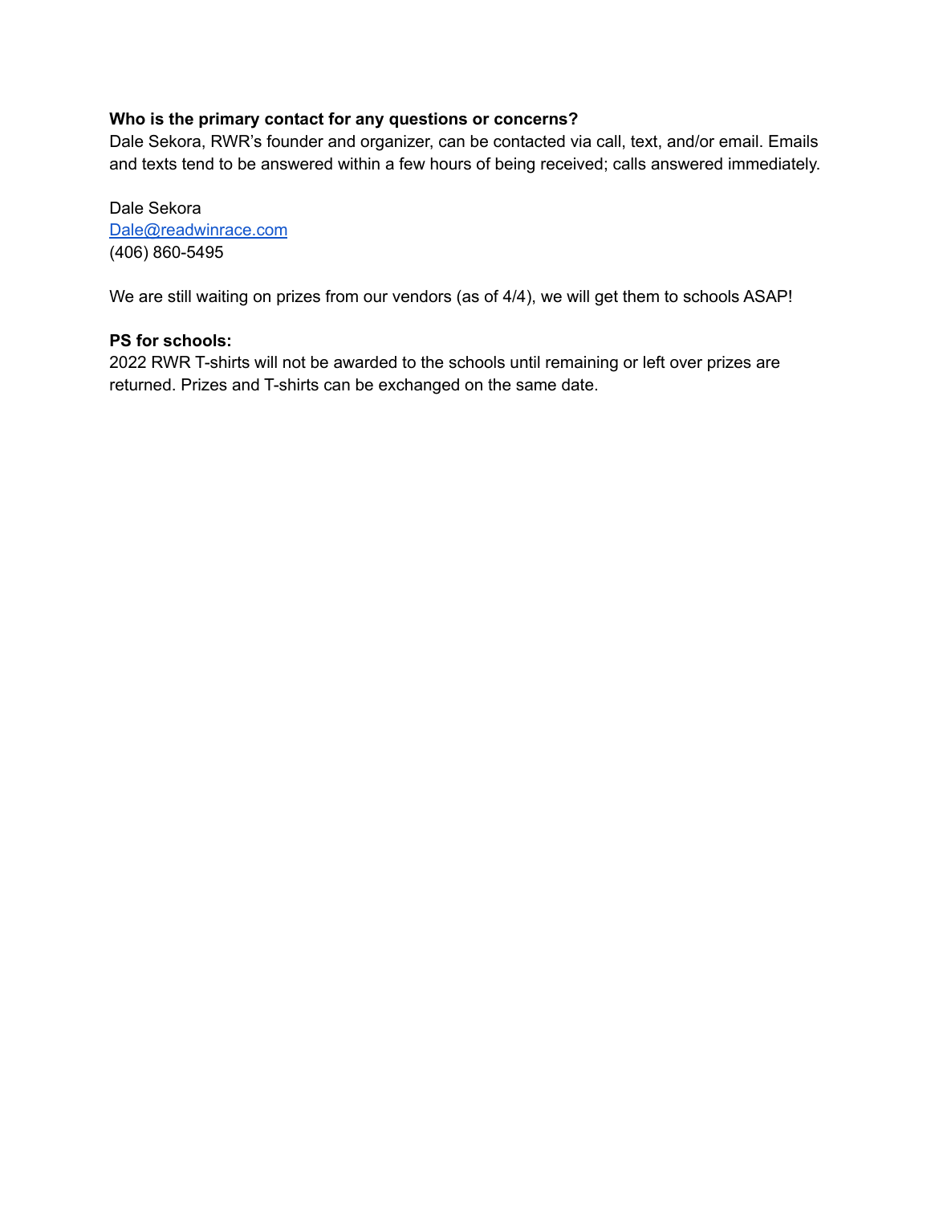**Who is the primary contact for any questions or concerns?**
Dale Sekora, RWR's founder and organizer, can be contacted via call, text, and/or email. Emails and texts tend to be answered within a few hours of being received; calls answered immediately.

Dale Sekora
[Dale@readwinrace.com](mailto:Dale@readwinrace.com)
(406) 860-5495

We are still waiting on prizes from our vendors (as of 4/4), we will get them to schools ASAP!

**PS for schools:**
2022 RWR T-shirts will not be awarded to the schools until remaining or left over prizes are returned. Prizes and T-shirts can be exchanged on the same date.